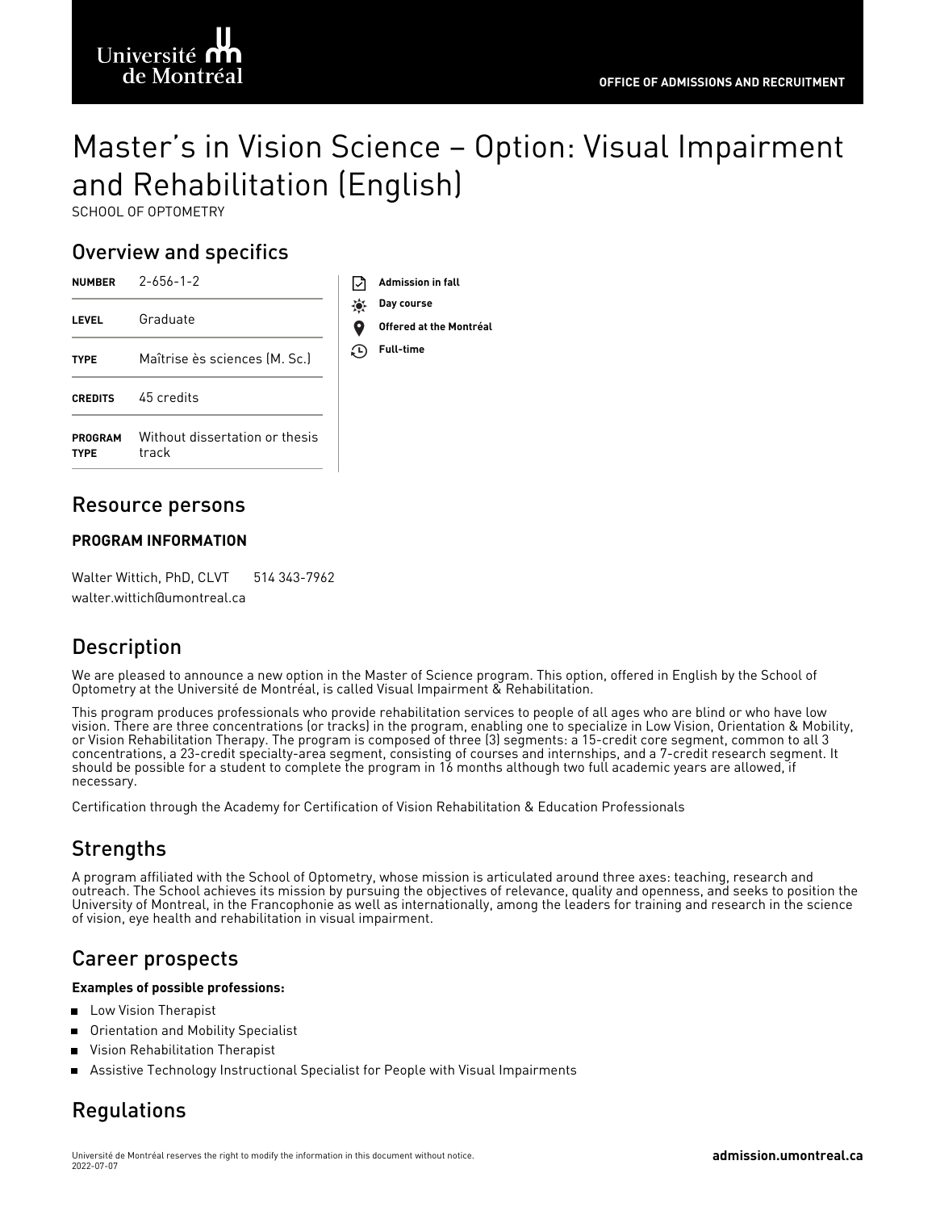Université de Montréal

OFFICE OF ADMISSIONS AND RECRUITMENT

# Master's in Vision Science – Option: Visual Impairment and Rehabilitation (English)

SCHOOL OF OPTOMETRY

## Overview and specifics

| | |
|---|---|
| **NUMBER** | 2-656-1-2 |
| **LEVEL** | Graduate |
| **TYPE** | Maîtrise ès sciences (M. Sc.) |
| **CREDITS** | 45 credits |
| **PROGRAM TYPE** | Without dissertation or thesis track |

- **Admission in fall**
- **Day course**
- **Offered at the Montréal**
- **Full-time**

## Resource persons

### PROGRAM INFORMATION

Walter Wittich, PhD, CLVT 514 343-7962
walter.wittich@umontreal.ca

## Description

We are pleased to announce a new option in the Master of Science program. This option, offered in English by the School of Optometry at the Université de Montréal, is called Visual Impairment & Rehabilitation.

This program produces professionals who provide rehabilitation services to people of all ages who are blind or who have low vision. There are three concentrations (or tracks) in the program, enabling one to specialize in Low Vision, Orientation & Mobility, or Vision Rehabilitation Therapy. The program is composed of three (3) segments: a 15-credit core segment, common to all 3 concentrations, a 23-credit specialty-area segment, consisting of courses and internships, and a 7-credit research segment. It should be possible for a student to complete the program in 16 months although two full academic years are allowed, if necessary.

Certification through the Academy for Certification of Vision Rehabilitation & Education Professionals

## Strengths

A program affiliated with the School of Optometry, whose mission is articulated around three axes: teaching, research and outreach. The School achieves its mission by pursuing the objectives of relevance, quality and openness, and seeks to position the University of Montreal, in the Francophonie as well as internationally, among the leaders for training and research in the science of vision, eye health and rehabilitation in visual impairment.

## Career prospects

**Examples of possible professions:**

- Low Vision Therapist
- Orientation and Mobility Specialist
- Vision Rehabilitation Therapist
- Assistive Technology Instructional Specialist for People with Visual Impairments

## Regulations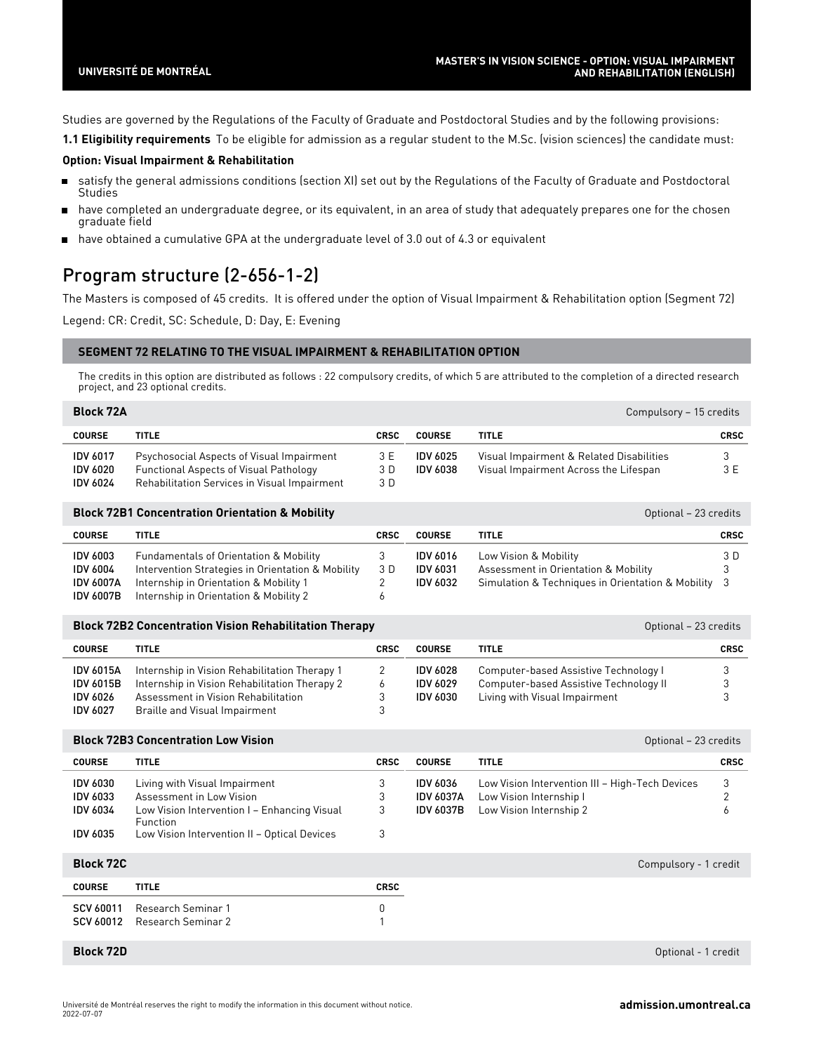Studies are governed by the Regulations of the Faculty of Graduate and Postdoctoral Studies and by the following provisions:

**1.1 Eligibility requirements** To be eligible for admission as a regular student to the M.Sc. (vision sciences) the candidate must:

**Option: Visual Impairment & Rehabilitation**

- satisfy the general admissions conditions (section XI) set out by the Regulations of the Faculty of Graduate and Postdoctoral Studies
- have completed an undergraduate degree, or its equivalent, in an area of study that adequately prepares one for the chosen graduate field
- have obtained a cumulative GPA at the undergraduate level of 3.0 out of 4.3 or equivalent

# Program structure (2-656-1-2)

The Masters is composed of 45 credits. It is offered under the option of Visual Impairment & Rehabilitation option (Segment 72)

Legend: CR: Credit, SC: Schedule, D: Day, E: Evening

## SEGMENT 72 RELATING TO THE VISUAL IMPAIRMENT & REHABILITATION OPTION

The credits in this option are distributed as follows : 22 compulsory credits, of which 5 are attributed to the completion of a directed research project, and 23 optional credits.

### Block 72A

Compulsory – 15 credits

| COURSE | TITLE | CRSC | COURSE | TITLE | CRSC |
|---|---|---|---|---|---|
| IDV 6017 | Psychosocial Aspects of Visual Impairment | 3 E | IDV 6025 | Visual Impairment & Related Disabilities | 3 |
| IDV 6020 | Functional Aspects of Visual Pathology | 3 D | IDV 6038 | Visual Impairment Across the Lifespan | 3 E |
| IDV 6024 | Rehabilitation Services in Visual Impairment | 3 D | | | |

### Block 72B1 Concentration Orientation & Mobility

Optional – 23 credits

| COURSE | TITLE | CRSC | COURSE | TITLE | CRSC |
|---|---|---|---|---|---|
| IDV 6003 | Fundamentals of Orientation & Mobility | 3 | IDV 6016 | Low Vision & Mobility | 3 D |
| IDV 6004 | Intervention Strategies in Orientation & Mobility | 3 D | IDV 6031 | Assessment in Orientation & Mobility | 3 |
| IDV 6007A | Internship in Orientation & Mobility 1 | 2 | IDV 6032 | Simulation & Techniques in Orientation & Mobility | 3 |
| IDV 6007B | Internship in Orientation & Mobility 2 | 6 | | | |

### Block 72B2 Concentration Vision Rehabilitation Therapy

Optional – 23 credits

| COURSE | TITLE | CRSC | COURSE | TITLE | CRSC |
|---|---|---|---|---|---|
| IDV 6015A | Internship in Vision Rehabilitation Therapy 1 | 2 | IDV 6028 | Computer-based Assistive Technology I | 3 |
| IDV 6015B | Internship in Vision Rehabilitation Therapy 2 | 6 | IDV 6029 | Computer-based Assistive Technology II | 3 |
| IDV 6026 | Assessment in Vision Rehabilitation | 3 | IDV 6030 | Living with Visual Impairment | 3 |
| IDV 6027 | Braille and Visual Impairment | 3 | | | |

### Block 72B3 Concentration Low Vision

Optional – 23 credits

| COURSE | TITLE | CRSC | COURSE | TITLE | CRSC |
|---|---|---|---|---|---|
| IDV 6030 | Living with Visual Impairment | 3 | IDV 6036 | Low Vision Intervention III – High-Tech Devices | 3 |
| IDV 6033 | Assessment in Low Vision | 3 | IDV 6037A | Low Vision Internship I | 2 |
| IDV 6034 | Low Vision Intervention I – Enhancing Visual Function | 3 | IDV 6037B | Low Vision Internship 2 | 6 |
| IDV 6035 | Low Vision Intervention II – Optical Devices | 3 | | | |

### Block 72C

Compulsory - 1 credit

| COURSE | TITLE | CRSC |
|---|---|---|
| SCV 60011 | Research Seminar 1 | 0 |
| SCV 60012 | Research Seminar 2 | 1 |

### Block 72D

Optional - 1 credit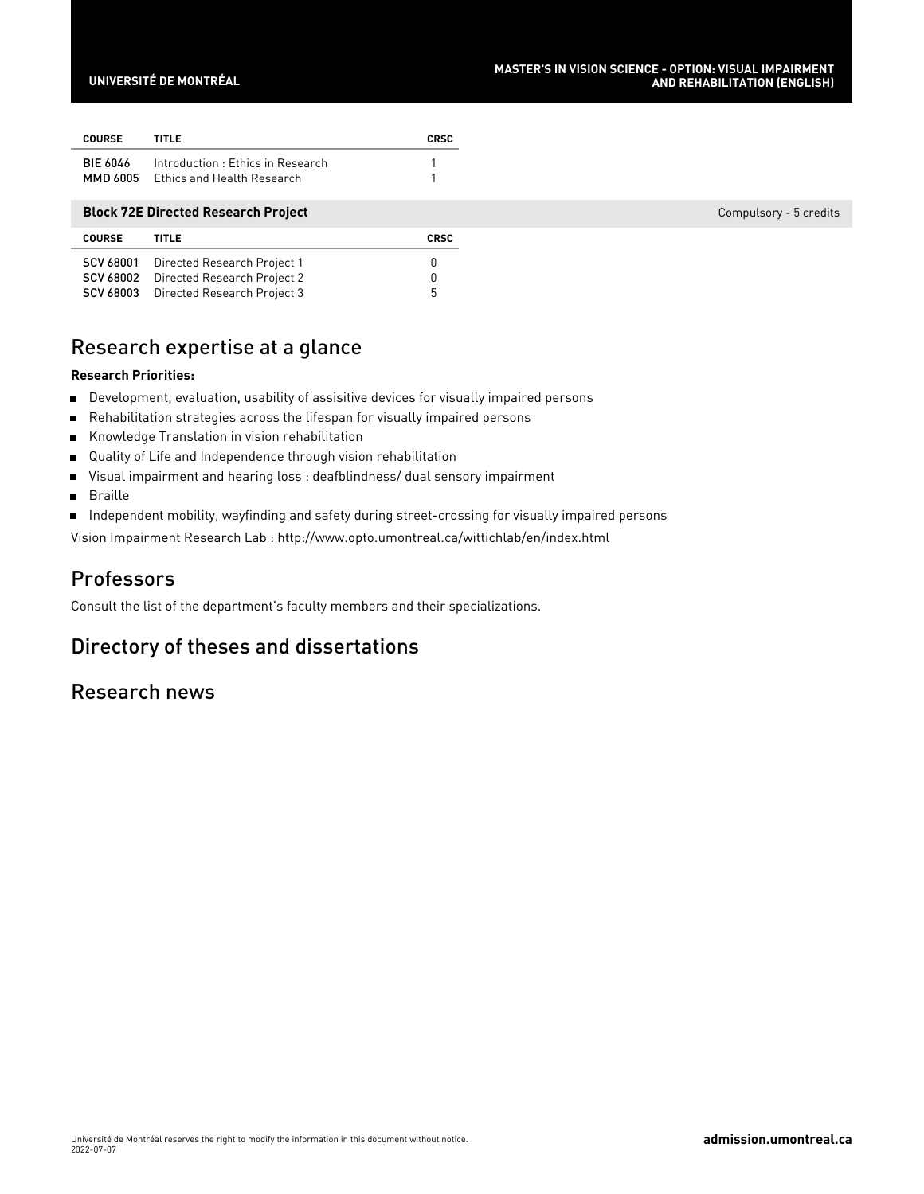| COURSE | TITLE | CRSC |
|---|---|---|
| BIE 6046 | Introduction : Ethics in Research | 1 |
| MMD 6005 | Ethics and Health Research | 1 |

**Block 72E Directed Research Project** — Compulsory - 5 credits

| COURSE | TITLE | CRSC |
|---|---|---|
| SCV 68001 | Directed Research Project 1 | 0 |
| SCV 68002 | Directed Research Project 2 | 0 |
| SCV 68003 | Directed Research Project 3 | 5 |

## Research expertise at a glance

**Research Priorities:**

- Development, evaluation, usability of assisitive devices for visually impaired persons
- Rehabilitation strategies across the lifespan for visually impaired persons
- Knowledge Translation in vision rehabilitation
- Quality of Life and Independence through vision rehabilitation
- Visual impairment and hearing loss : deafblindness/ dual sensory impairment
- Braille
- Independent mobility, wayfinding and safety during street-crossing for visually impaired persons

Vision Impairment Research Lab : http://www.opto.umontreal.ca/wittichlab/en/index.html

## Professors

Consult the list of the department's faculty members and their specializations.

## Directory of theses and dissertations

## Research news

Université de Montréal reserves the right to modify the information in this document without notice.
2022-07-07